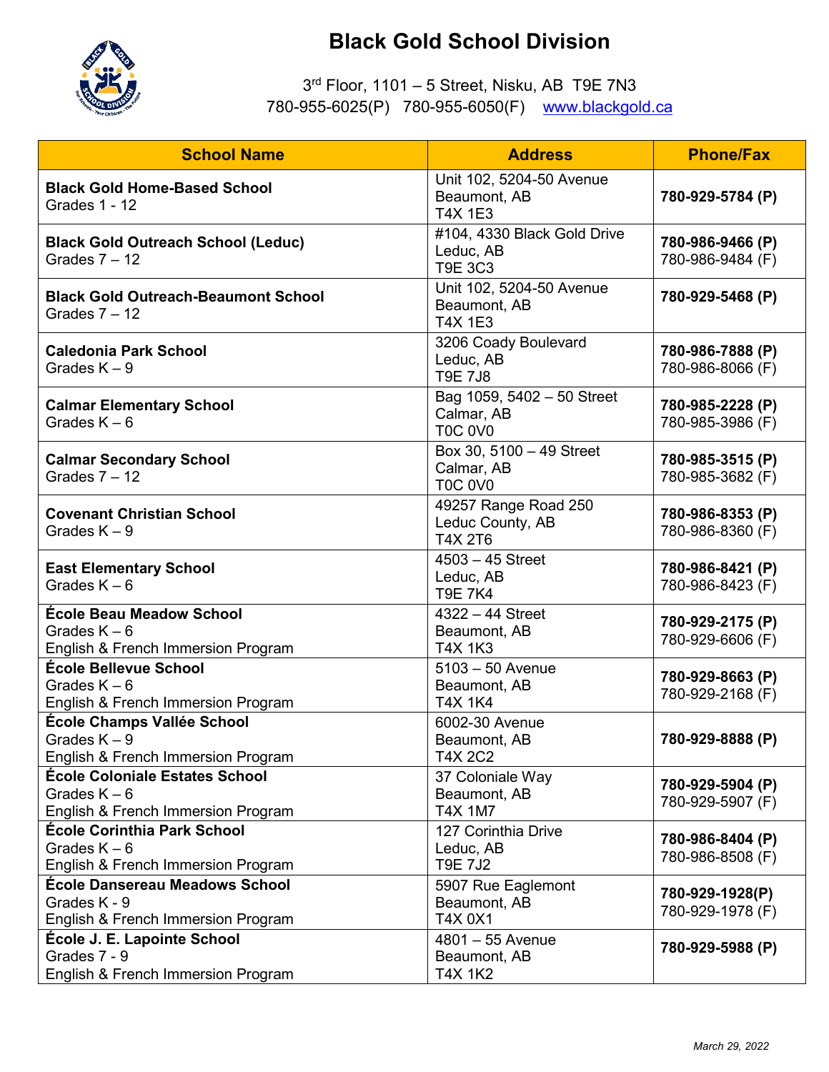# Black Gold School Division

3rd Floor, 1101 – 5 Street, Nisku, AB T9E 7N3
780-955-6025(P) 780-955-6050(F) www.blackgold.ca

| School Name | Address | Phone/Fax |
|---|---|---|
| **Black Gold Home-Based School**<br>Grades 1 - 12 | Unit 102, 5204-50 Avenue<br>Beaumont, AB<br>T4X 1E3 | **780-929-5784 (P)** |
| **Black Gold Outreach School (Leduc)**<br>Grades 7 – 12 | #104, 4330 Black Gold Drive<br>Leduc, AB<br>T9E 3C3 | **780-986-9466 (P)**<br>780-986-9484 (F) |
| **Black Gold Outreach-Beaumont School**<br>Grades 7 – 12 | Unit 102, 5204-50 Avenue<br>Beaumont, AB<br>T4X 1E3 | **780-929-5468 (P)** |
| **Caledonia Park School**<br>Grades K – 9 | 3206 Coady Boulevard<br>Leduc, AB<br>T9E 7J8 | **780-986-7888 (P)**<br>780-986-8066 (F) |
| **Calmar Elementary School**<br>Grades K – 6 | Bag 1059, 5402 – 50 Street<br>Calmar, AB<br>T0C 0V0 | **780-985-2228 (P)**<br>780-985-3986 (F) |
| **Calmar Secondary School**<br>Grades 7 – 12 | Box 30, 5100 – 49 Street<br>Calmar, AB<br>T0C 0V0 | **780-985-3515 (P)**<br>780-985-3682 (F) |
| **Covenant Christian School**<br>Grades K – 9 | 49257 Range Road 250<br>Leduc County, AB<br>T4X 2T6 | **780-986-8353 (P)**<br>780-986-8360 (F) |
| **East Elementary School**<br>Grades K – 6 | 4503 – 45 Street<br>Leduc, AB<br>T9E 7K4 | **780-986-8421 (P)**<br>780-986-8423 (F) |
| **École Beau Meadow School**<br>Grades K – 6<br>English & French Immersion Program | 4322 – 44 Street<br>Beaumont, AB<br>T4X 1K3 | **780-929-2175 (P)**<br>780-929-6606 (F) |
| **École Bellevue School**<br>Grades K – 6<br>English & French Immersion Program | 5103 – 50 Avenue<br>Beaumont, AB<br>T4X 1K4 | **780-929-8663 (P)**<br>780-929-2168 (F) |
| **École Champs Vallée School**<br>Grades K – 9<br>English & French Immersion Program | 6002-30 Avenue<br>Beaumont, AB<br>T4X 2C2 | **780-929-8888 (P)** |
| **École Coloniale Estates School**<br>Grades K – 6<br>English & French Immersion Program | 37 Coloniale Way<br>Beaumont, AB<br>T4X 1M7 | **780-929-5904 (P)**<br>780-929-5907 (F) |
| **École Corinthia Park School**<br>Grades K – 6<br>English & French Immersion Program | 127 Corinthia Drive<br>Leduc, AB<br>T9E 7J2 | **780-986-8404 (P)**<br>780-986-8508 (F) |
| **École Dansereau Meadows School**<br>Grades K - 9<br>English & French Immersion Program | 5907 Rue Eaglemont<br>Beaumont, AB<br>T4X 0X1 | **780-929-1928(P)**<br>780-929-1978 (F) |
| **École J. E. Lapointe School**<br>Grades 7 - 9<br>English & French Immersion Program | 4801 – 55 Avenue<br>Beaumont, AB<br>T4X 1K2 | **780-929-5988 (P)** |

*March 29, 2022*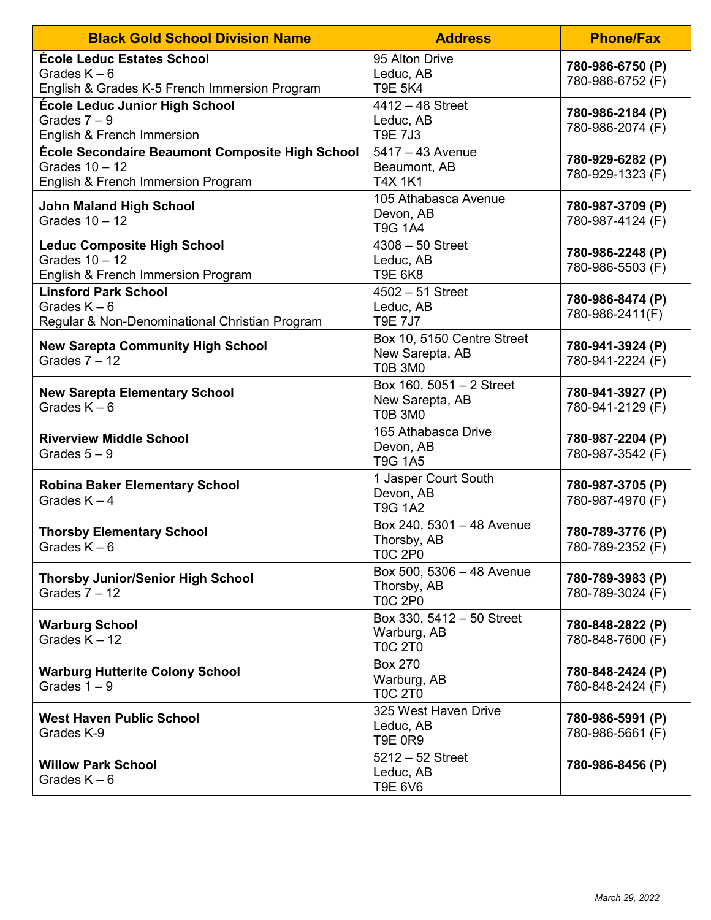| Black Gold School Division Name | Address | Phone/Fax |
|---|---|---|
| **École Leduc Estates School**<br>Grades K – 6<br>English & Grades K-5 French Immersion Program | 95 Alton Drive<br>Leduc, AB<br>T9E 5K4 | **780-986-6750 (P)**<br>780-986-6752 (F) |
| **École Leduc Junior High School**<br>Grades 7 – 9<br>English & French Immersion | 4412 – 48 Street<br>Leduc, AB<br>T9E 7J3 | **780-986-2184 (P)**<br>780-986-2074 (F) |
| **École Secondaire Beaumont Composite High School**<br>Grades 10 – 12<br>English & French Immersion Program | 5417 – 43 Avenue<br>Beaumont, AB<br>T4X 1K1 | **780-929-6282 (P)**<br>780-929-1323 (F) |
| **John Maland High School**<br>Grades 10 – 12 | 105 Athabasca Avenue<br>Devon, AB<br>T9G 1A4 | **780-987-3709 (P)**<br>780-987-4124 (F) |
| **Leduc Composite High School**<br>Grades 10 – 12<br>English & French Immersion Program | 4308 – 50 Street<br>Leduc, AB<br>T9E 6K8 | **780-986-2248 (P)**<br>780-986-5503 (F) |
| **Linsford Park School**<br>Grades K – 6<br>Regular & Non-Denominational Christian Program | 4502 – 51 Street<br>Leduc, AB<br>T9E 7J7 | **780-986-8474 (P)**<br>780-986-2411(F) |
| **New Sarepta Community High School**<br>Grades 7 – 12 | Box 10, 5150 Centre Street<br>New Sarepta, AB<br>T0B 3M0 | **780-941-3924 (P)**<br>780-941-2224 (F) |
| **New Sarepta Elementary School**<br>Grades K – 6 | Box 160, 5051 – 2 Street<br>New Sarepta, AB<br>T0B 3M0 | **780-941-3927 (P)**<br>780-941-2129 (F) |
| **Riverview Middle School**<br>Grades 5 – 9 | 165 Athabasca Drive<br>Devon, AB<br>T9G 1A5 | **780-987-2204 (P)**<br>780-987-3542 (F) |
| **Robina Baker Elementary School**<br>Grades K – 4 | 1 Jasper Court South<br>Devon, AB<br>T9G 1A2 | **780-987-3705 (P)**<br>780-987-4970 (F) |
| **Thorsby Elementary School**<br>Grades K – 6 | Box 240, 5301 – 48 Avenue<br>Thorsby, AB<br>T0C 2P0 | **780-789-3776 (P)**<br>780-789-2352 (F) |
| **Thorsby Junior/Senior High School**<br>Grades 7 – 12 | Box 500, 5306 – 48 Avenue<br>Thorsby, AB<br>T0C 2P0 | **780-789-3983 (P)**<br>780-789-3024 (F) |
| **Warburg School**<br>Grades K – 12 | Box 330, 5412 – 50 Street<br>Warburg, AB<br>T0C 2T0 | **780-848-2822 (P)**<br>780-848-7600 (F) |
| **Warburg Hutterite Colony School**<br>Grades 1 – 9 | Box 270<br>Warburg, AB<br>T0C 2T0 | **780-848-2424 (P)**<br>780-848-2424 (F) |
| **West Haven Public School**<br>Grades K-9 | 325 West Haven Drive<br>Leduc, AB<br>T9E 0R9 | **780-986-5991 (P)**<br>780-986-5661 (F) |
| **Willow Park School**<br>Grades K – 6 | 5212 – 52 Street<br>Leduc, AB<br>T9E 6V6 | **780-986-8456 (P)** |

*March 29, 2022*